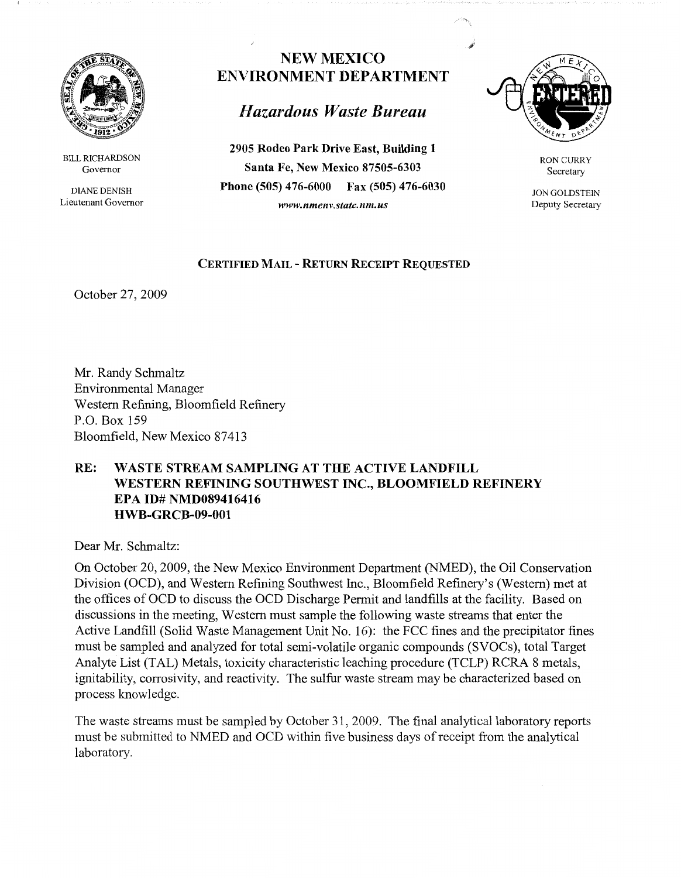# NEW MEXICO ENVIRONMENT DEPARTMENT

## *Hazardous Waste Bureau*

**2905 Rodeo Park Drive East, Building 1**
**Santa Fe, New Mexico 87505-6303**
**Phone (505) 476-6000 Fax (505) 476-6030**
*www.nmenv.state.nm.us*

BILL RICHARDSON
Governor

DIANE DENISH
Lieutenant Governor

RON CURRY
Secretary

JON GOLDSTEIN
Deputy Secretary

ENTERED

**CERTIFIED MAIL - RETURN RECEIPT REQUESTED**

October 27, 2009

Mr. Randy Schmaltz
Environmental Manager
Western Refining, Bloomfield Refinery
P.O. Box 159
Bloomfield, New Mexico 87413

**RE: WASTE STREAM SAMPLING AT THE ACTIVE LANDFILL**
**WESTERN REFINING SOUTHWEST INC., BLOOMFIELD REFINERY**
**EPA ID# NMD089416416**
**HWB-GRCB-09-001**

Dear Mr. Schmaltz:

On October 20, 2009, the New Mexico Environment Department (NMED), the Oil Conservation Division (OCD), and Western Refining Southwest Inc., Bloomfield Refinery's (Western) met at the offices of OCD to discuss the OCD Discharge Permit and landfills at the facility. Based on discussions in the meeting, Western must sample the following waste streams that enter the Active Landfill (Solid Waste Management Unit No. 16): the FCC fines and the precipitator fines must be sampled and analyzed for total semi-volatile organic compounds (SVOCs), total Target Analyte List (TAL) Metals, toxicity characteristic leaching procedure (TCLP) RCRA 8 metals, ignitability, corrosivity, and reactivity. The sulfur waste stream may be characterized based on process knowledge.

The waste streams must be sampled by October 31, 2009. The final analytical laboratory reports must be submitted to NMED and OCD within five business days of receipt from the analytical laboratory.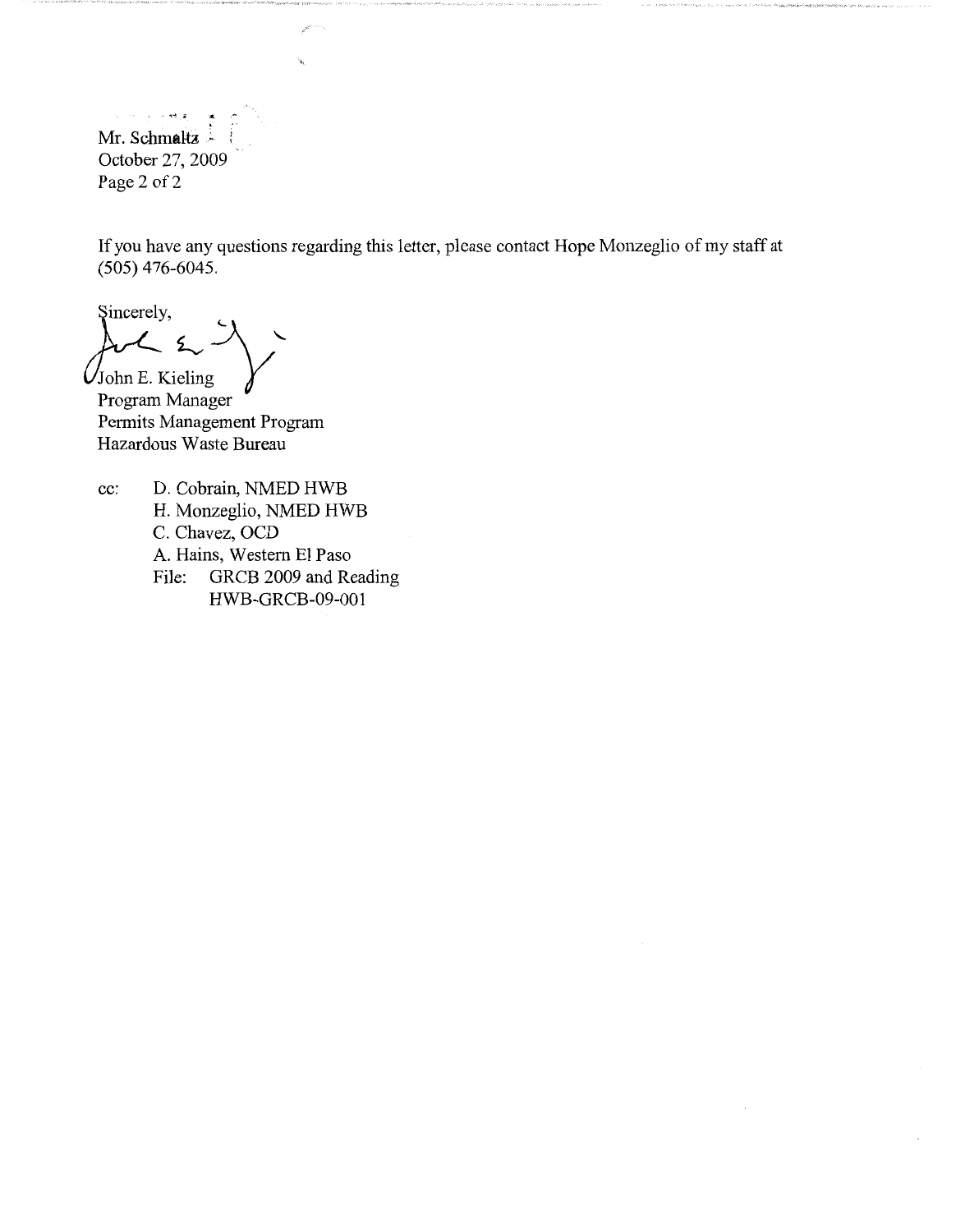Mr. Schmaltz
October 27, 2009
Page 2 of 2

If you have any questions regarding this letter, please contact Hope Monzeglio of my staff at (505) 476-6045.

Sincerely,

John E. Kieling
Program Manager
Permits Management Program
Hazardous Waste Bureau

cc: D. Cobrain, NMED HWB
H. Monzeglio, NMED HWB
C. Chavez, OCD
A. Hains, Western El Paso
File: GRCB 2009 and Reading
HWB-GRCB-09-001